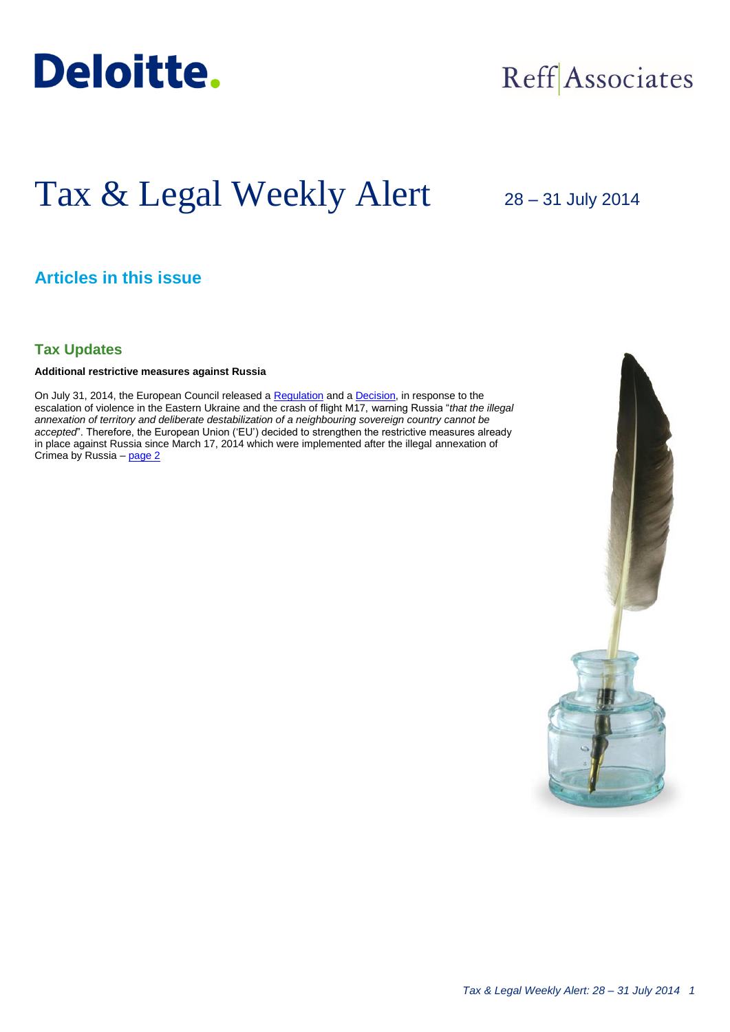Deloitte.

Reff Associates

# Tax & Legal Weekly Alert

28 – 31 July 2014

## Articles in this issue

### Tax Updates

**Additional restrictive measures against Russia**

On July 31, 2014, the European Council released a Regulation and a Decision, in response to the escalation of violence in the Eastern Ukraine and the crash of flight M17, warning Russia "*that the illegal annexation of territory and deliberate destabilization of a neighbouring sovereign country cannot be accepted*". Therefore, the European Union ('EU') decided to strengthen the restrictive measures already in place against Russia since March 17, 2014 which were implemented after the illegal annexation of Crimea by Russia – page 2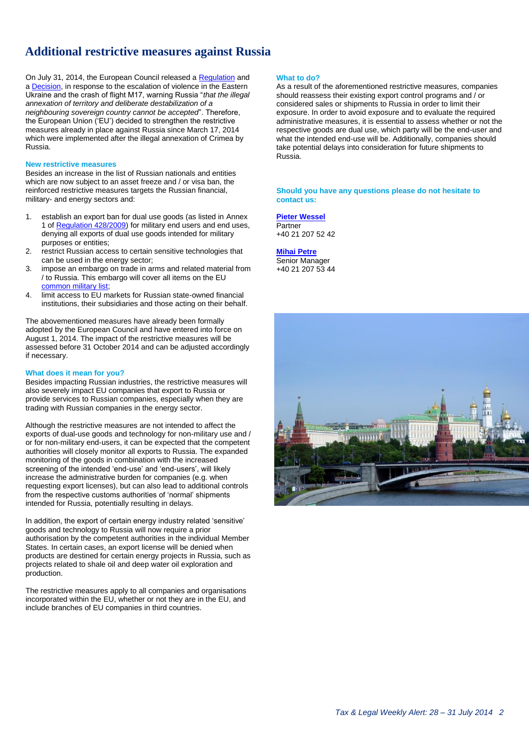# Additional restrictive measures against Russia

On July 31, 2014, the European Council released a Regulation and a Decision, in response to the escalation of violence in the Eastern Ukraine and the crash of flight M17, warning Russia "*that the illegal annexation of territory and deliberate destabilization of a neighbouring sovereign country cannot be accepted*". Therefore, the European Union ('EU') decided to strengthen the restrictive measures already in place against Russia since March 17, 2014 which were implemented after the illegal annexation of Crimea by Russia.

### New restrictive measures

Besides an increase in the list of Russian nationals and entities which are now subject to an asset freeze and / or visa ban, the reinforced restrictive measures targets the Russian financial, military- and energy sectors and:

1. establish an export ban for dual use goods (as listed in Annex 1 of Regulation 428/2009) for military end users and end uses, denying all exports of dual use goods intended for military purposes or entities;
2. restrict Russian access to certain sensitive technologies that can be used in the energy sector;
3. impose an embargo on trade in arms and related material from / to Russia. This embargo will cover all items on the EU common military list;
4. limit access to EU markets for Russian state-owned financial institutions, their subsidiaries and those acting on their behalf.

The abovementioned measures have already been formally adopted by the European Council and have entered into force on August 1, 2014. The impact of the restrictive measures will be assessed before 31 October 2014 and can be adjusted accordingly if necessary.

### What does it mean for you?

Besides impacting Russian industries, the restrictive measures will also severely impact EU companies that export to Russia or provide services to Russian companies, especially when they are trading with Russian companies in the energy sector.

Although the restrictive measures are not intended to affect the exports of dual-use goods and technology for non-military use and / or for non-military end-users, it can be expected that the competent authorities will closely monitor all exports to Russia. The expanded monitoring of the goods in combination with the increased screening of the intended 'end-use' and 'end-users', will likely increase the administrative burden for companies (e.g. when requesting export licenses), but can also lead to additional controls from the respective customs authorities of 'normal' shipments intended for Russia, potentially resulting in delays.

In addition, the export of certain energy industry related 'sensitive' goods and technology to Russia will now require a prior authorisation by the competent authorities in the individual Member States. In certain cases, an export license will be denied when products are destined for certain energy projects in Russia, such as projects related to shale oil and deep water oil exploration and production.

The restrictive measures apply to all companies and organisations incorporated within the EU, whether or not they are in the EU, and include branches of EU companies in third countries.

### What to do?

As a result of the aforementioned restrictive measures, companies should reassess their existing export control programs and / or considered sales or shipments to Russia in order to limit their exposure. In order to avoid exposure and to evaluate the required administrative measures, it is essential to assess whether or not the respective goods are dual use, which party will be the end-user and what the intended end-use will be. Additionally, companies should take potential delays into consideration for future shipments to Russia.

### Should you have any questions please do not hesitate to contact us:

**Pieter Wessel**
Partner
+40 21 207 52 42

**Mihai Petre**
Senior Manager
+40 21 207 53 44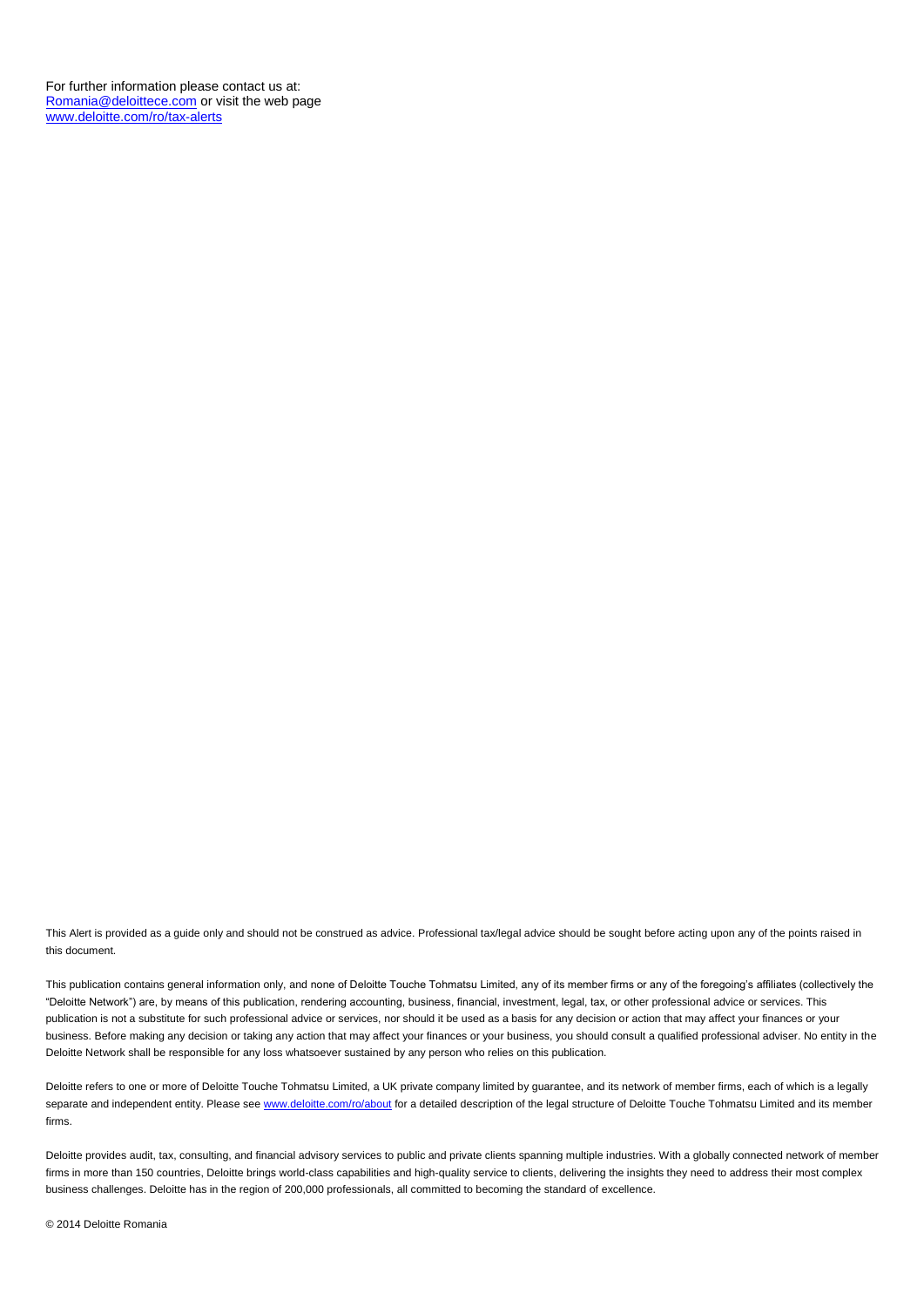For further information please contact us at:
[Romania@deloittece.com](mailto:Romania@deloittece.com) or visit the web page
[www.deloitte.com/ro/tax-alerts](http://www.deloitte.com/ro/tax-alerts)

This Alert is provided as a guide only and should not be construed as advice. Professional tax/legal advice should be sought before acting upon any of the points raised in this document.

This publication contains general information only, and none of Deloitte Touche Tohmatsu Limited, any of its member firms or any of the foregoing's affiliates (collectively the "Deloitte Network") are, by means of this publication, rendering accounting, business, financial, investment, legal, tax, or other professional advice or services. This publication is not a substitute for such professional advice or services, nor should it be used as a basis for any decision or action that may affect your finances or your business. Before making any decision or taking any action that may affect your finances or your business, you should consult a qualified professional adviser. No entity in the Deloitte Network shall be responsible for any loss whatsoever sustained by any person who relies on this publication.

Deloitte refers to one or more of Deloitte Touche Tohmatsu Limited, a UK private company limited by guarantee, and its network of member firms, each of which is a legally separate and independent entity. Please see [www.deloitte.com/ro/about](http://www.deloitte.com/ro/about) for a detailed description of the legal structure of Deloitte Touche Tohmatsu Limited and its member firms.

Deloitte provides audit, tax, consulting, and financial advisory services to public and private clients spanning multiple industries. With a globally connected network of member firms in more than 150 countries, Deloitte brings world-class capabilities and high-quality service to clients, delivering the insights they need to address their most complex business challenges. Deloitte has in the region of 200,000 professionals, all committed to becoming the standard of excellence.

© 2014 Deloitte Romania